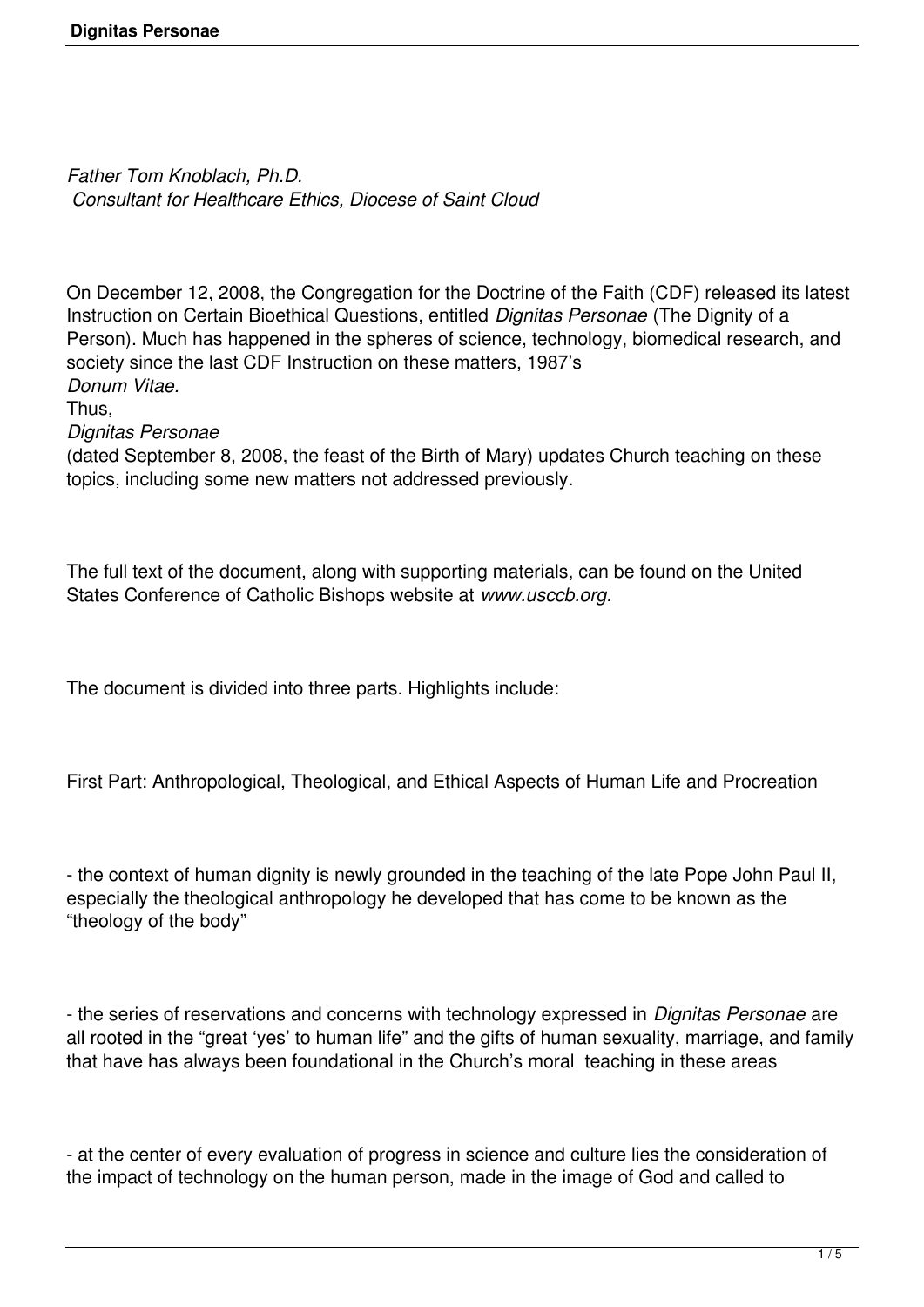*Father Tom Knoblach, Ph.D.*
*Consultant for Healthcare Ethics, Diocese of Saint Cloud*

On December 12, 2008, the Congregation for the Doctrine of the Faith (CDF) released its latest Instruction on Certain Bioethical Questions, entitled *Dignitas Personae* (The Dignity of a Person). Much has happened in the spheres of science, technology, biomedical research, and society since the last CDF Instruction on these matters, 1987's *Donum Vitae*. Thus, *Dignitas Personae* (dated September 8, 2008, the feast of the Birth of Mary) updates Church teaching on these topics, including some new matters not addressed previously.

The full text of the document, along with supporting materials, can be found on the United States Conference of Catholic Bishops website at *www.usccb.org.*

The document is divided into three parts. Highlights include:

First Part: Anthropological, Theological, and Ethical Aspects of Human Life and Procreation

- the context of human dignity is newly grounded in the teaching of the late Pope John Paul II, especially the theological anthropology he developed that has come to be known as the "theology of the body"

- the series of reservations and concerns with technology expressed in *Dignitas Personae* are all rooted in the "great 'yes' to human life" and the gifts of human sexuality, marriage, and family that have has always been foundational in the Church's moral teaching in these areas

- at the center of every evaluation of progress in science and culture lies the consideration of the impact of technology on the human person, made in the image of God and called to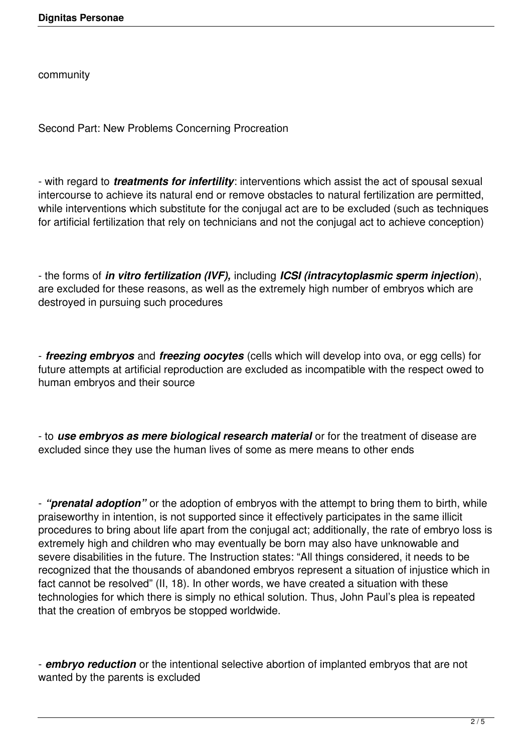community

Second Part: New Problems Concerning Procreation

- with regard to ***treatments for infertility***: interventions which assist the act of spousal sexual intercourse to achieve its natural end or remove obstacles to natural fertilization are permitted, while interventions which substitute for the conjugal act are to be excluded (such as techniques for artificial fertilization that rely on technicians and not the conjugal act to achieve conception)

- the forms of ***in vitro fertilization (IVF),*** including ***ICSI (intracytoplasmic sperm injection***), are excluded for these reasons, as well as the extremely high number of embryos which are destroyed in pursuing such procedures

- ***freezing embryos*** and ***freezing oocytes*** (cells which will develop into ova, or egg cells) for future attempts at artificial reproduction are excluded as incompatible with the respect owed to human embryos and their source

- to ***use embryos as mere biological research material*** or for the treatment of disease are excluded since they use the human lives of some as mere means to other ends

- ***"prenatal adoption"*** or the adoption of embryos with the attempt to bring them to birth, while praiseworthy in intention, is not supported since it effectively participates in the same illicit procedures to bring about life apart from the conjugal act; additionally, the rate of embryo loss is extremely high and children who may eventually be born may also have unknowable and severe disabilities in the future. The Instruction states: "All things considered, it needs to be recognized that the thousands of abandoned embryos represent a situation of injustice which in fact cannot be resolved" (II, 18). In other words, we have created a situation with these technologies for which there is simply no ethical solution. Thus, John Paul's plea is repeated that the creation of embryos be stopped worldwide.

- ***embryo reduction*** or the intentional selective abortion of implanted embryos that are not wanted by the parents is excluded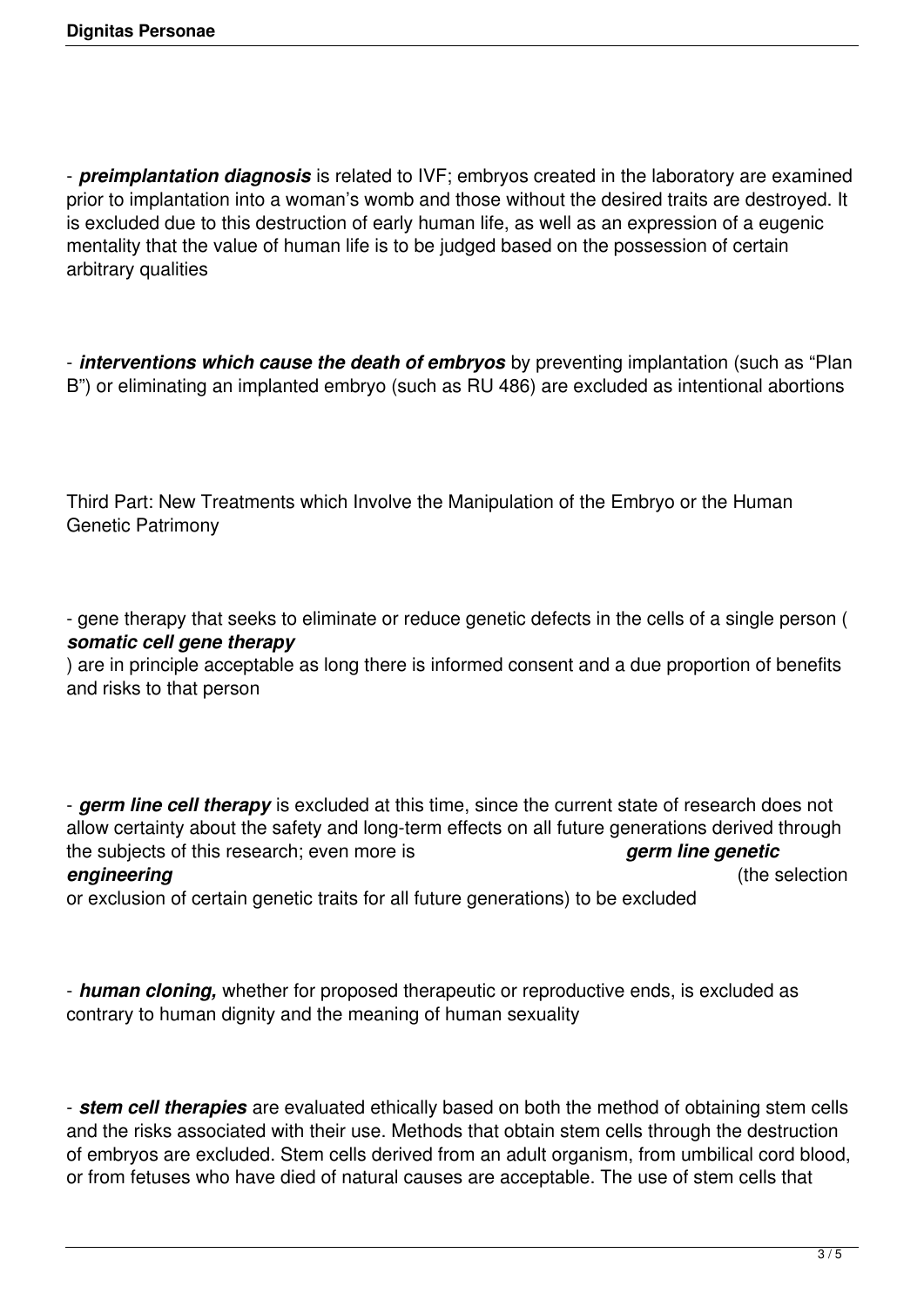- ***preimplantation diagnosis*** is related to IVF; embryos created in the laboratory are examined prior to implantation into a woman's womb and those without the desired traits are destroyed. It is excluded due to this destruction of early human life, as well as an expression of a eugenic mentality that the value of human life is to be judged based on the possession of certain arbitrary qualities

- ***interventions which cause the death of embryos*** by preventing implantation (such as "Plan B") or eliminating an implanted embryo (such as RU 486) are excluded as intentional abortions

Third Part: New Treatments which Involve the Manipulation of the Embryo or the Human Genetic Patrimony

- gene therapy that seeks to eliminate or reduce genetic defects in the cells of a single person ( ***somatic cell gene therapy*** ) are in principle acceptable as long there is informed consent and a due proportion of benefits and risks to that person

- ***germ line cell therapy*** is excluded at this time, since the current state of research does not allow certainty about the safety and long-term effects on all future generations derived through the subjects of this research; even more is ***germ line genetic engineering*** (the selection or exclusion of certain genetic traits for all future generations) to be excluded

- ***human cloning,*** whether for proposed therapeutic or reproductive ends, is excluded as contrary to human dignity and the meaning of human sexuality

- ***stem cell therapies*** are evaluated ethically based on both the method of obtaining stem cells and the risks associated with their use. Methods that obtain stem cells through the destruction of embryos are excluded. Stem cells derived from an adult organism, from umbilical cord blood, or from fetuses who have died of natural causes are acceptable. The use of stem cells that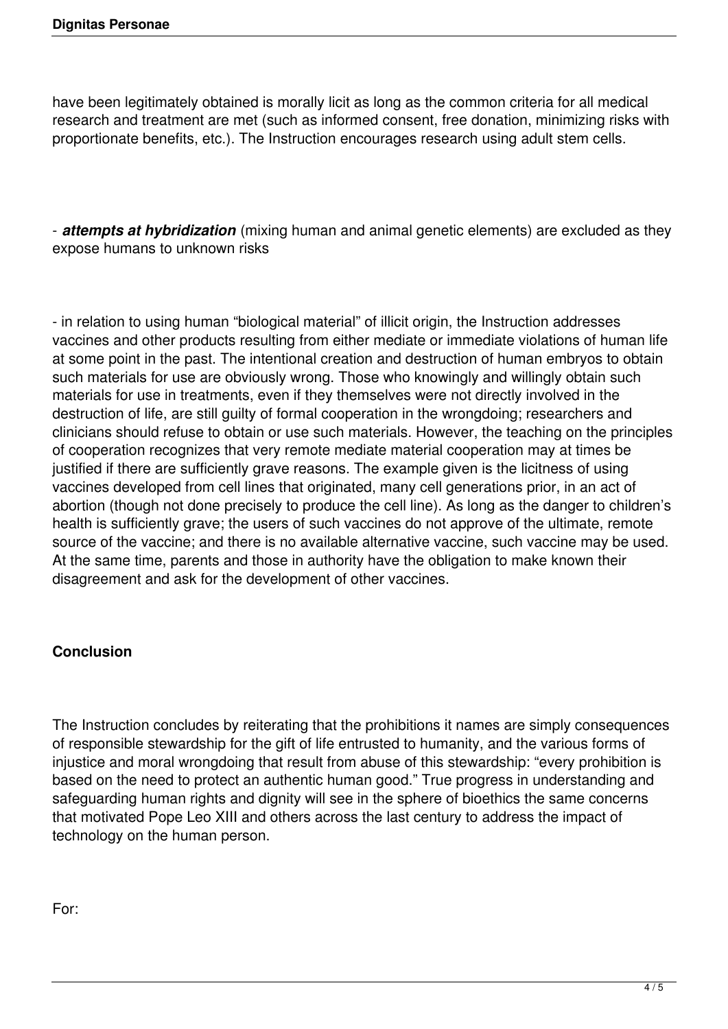have been legitimately obtained is morally licit as long as the common criteria for all medical research and treatment are met (such as informed consent, free donation, minimizing risks with proportionate benefits, etc.). The Instruction encourages research using adult stem cells.

- ***attempts at hybridization*** (mixing human and animal genetic elements) are excluded as they expose humans to unknown risks

- in relation to using human "biological material" of illicit origin, the Instruction addresses vaccines and other products resulting from either mediate or immediate violations of human life at some point in the past. The intentional creation and destruction of human embryos to obtain such materials for use are obviously wrong. Those who knowingly and willingly obtain such materials for use in treatments, even if they themselves were not directly involved in the destruction of life, are still guilty of formal cooperation in the wrongdoing; researchers and clinicians should refuse to obtain or use such materials. However, the teaching on the principles of cooperation recognizes that very remote mediate material cooperation may at times be justified if there are sufficiently grave reasons. The example given is the licitness of using vaccines developed from cell lines that originated, many cell generations prior, in an act of abortion (though not done precisely to produce the cell line). As long as the danger to children's health is sufficiently grave; the users of such vaccines do not approve of the ultimate, remote source of the vaccine; and there is no available alternative vaccine, such vaccine may be used. At the same time, parents and those in authority have the obligation to make known their disagreement and ask for the development of other vaccines.

**Conclusion**

The Instruction concludes by reiterating that the prohibitions it names are simply consequences of responsible stewardship for the gift of life entrusted to humanity, and the various forms of injustice and moral wrongdoing that result from abuse of this stewardship: "every prohibition is based on the need to protect an authentic human good." True progress in understanding and safeguarding human rights and dignity will see in the sphere of bioethics the same concerns that motivated Pope Leo XIII and others across the last century to address the impact of technology on the human person.

For: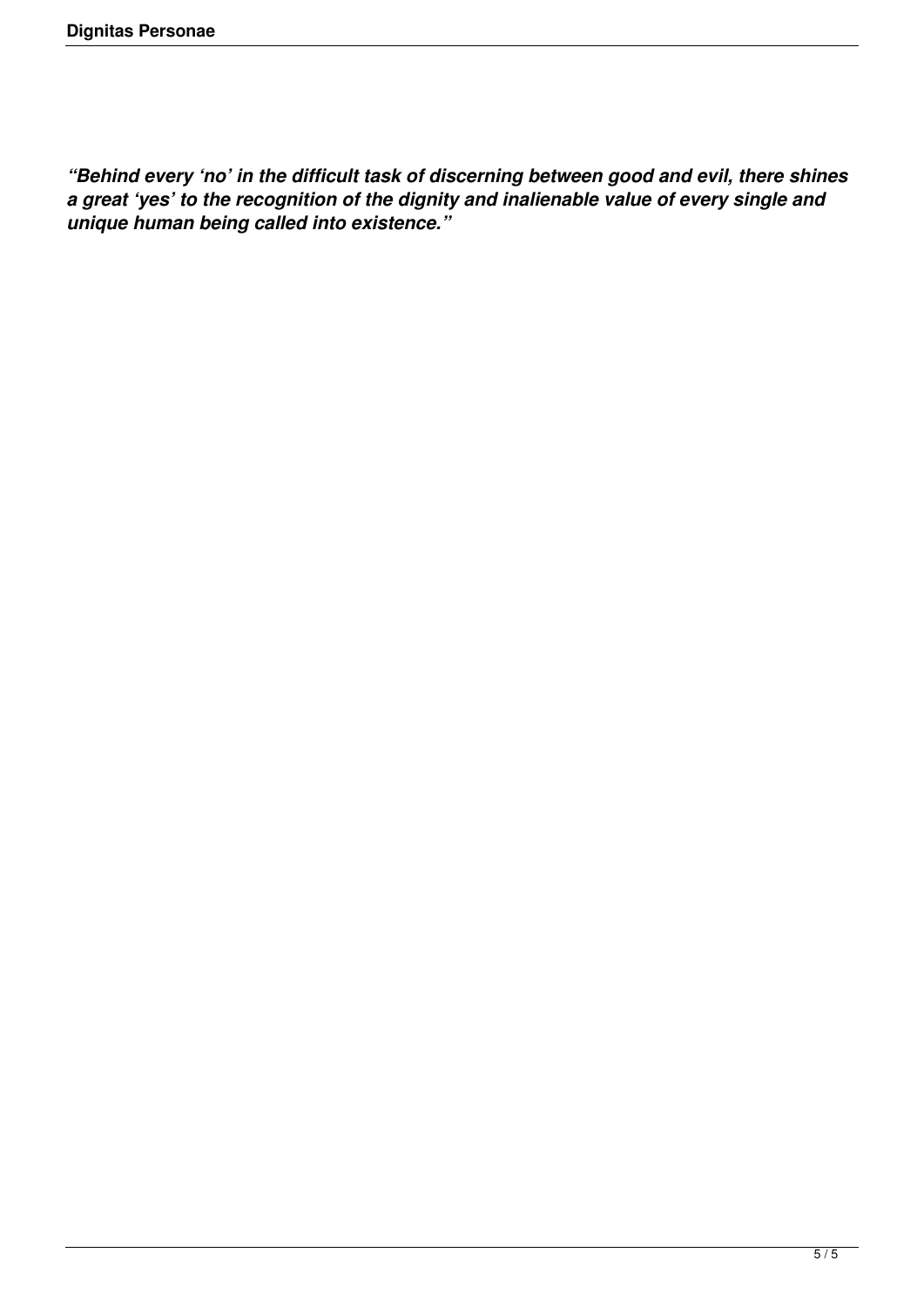***"Behind every 'no' in the difficult task of discerning between good and evil, there shines a great 'yes' to the recognition of the dignity and inalienable value of every single and unique human being called into existence."***